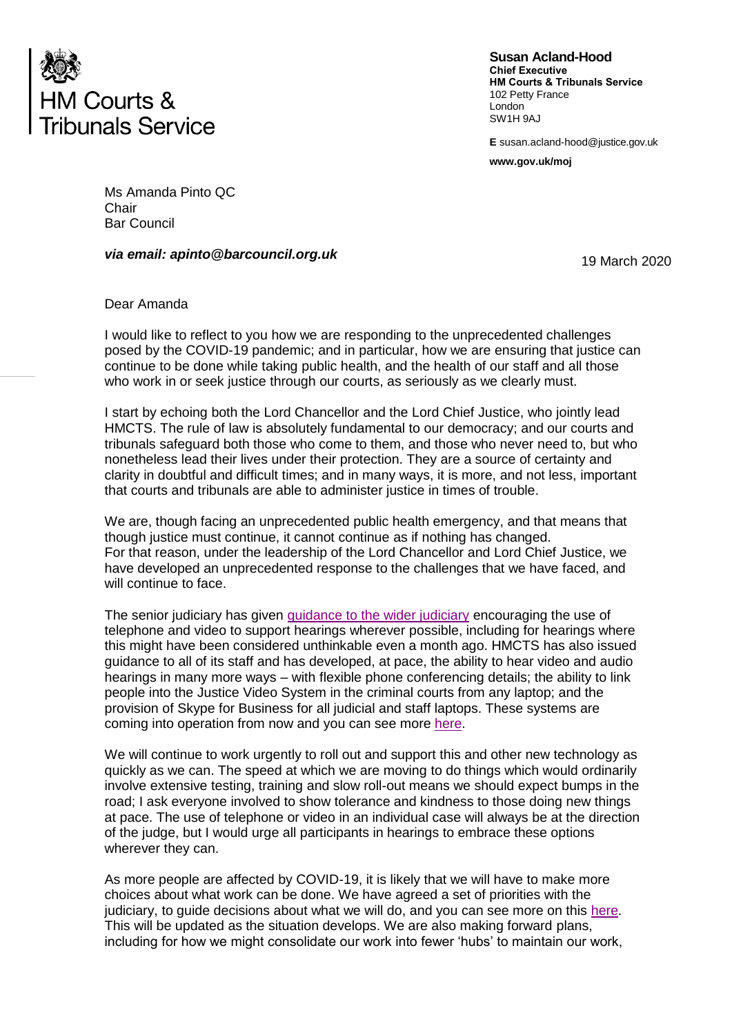HM Courts & Tribunals Service

**Susan Acland-Hood**
**Chief Executive**
**HM Courts & Tribunals Service**
102 Petty France
London
SW1H 9AJ

**E** susan.acland-hood@justice.gov.uk

**www.gov.uk/moj**

Ms Amanda Pinto QC
Chair
Bar Council

***via email: apinto@barcouncil.org.uk***

19 March 2020

Dear Amanda

I would like to reflect to you how we are responding to the unprecedented challenges posed by the COVID-19 pandemic; and in particular, how we are ensuring that justice can continue to be done while taking public health, and the health of our staff and all those who work in or seek justice through our courts, as seriously as we clearly must.

I start by echoing both the Lord Chancellor and the Lord Chief Justice, who jointly lead HMCTS. The rule of law is absolutely fundamental to our democracy; and our courts and tribunals safeguard both those who come to them, and those who never need to, but who nonetheless lead their lives under their protection. They are a source of certainty and clarity in doubtful and difficult times; and in many ways, it is more, and not less, important that courts and tribunals are able to administer justice in times of trouble.

We are, though facing an unprecedented public health emergency, and that means that though justice must continue, it cannot continue as if nothing has changed.
For that reason, under the leadership of the Lord Chancellor and Lord Chief Justice, we have developed an unprecedented response to the challenges that we have faced, and will continue to face.

The senior judiciary has given guidance to the wider judiciary encouraging the use of telephone and video to support hearings wherever possible, including for hearings where this might have been considered unthinkable even a month ago. HMCTS has also issued guidance to all of its staff and has developed, at pace, the ability to hear video and audio hearings in many more ways – with flexible phone conferencing details; the ability to link people into the Justice Video System in the criminal courts from any laptop; and the provision of Skype for Business for all judicial and staff laptops. These systems are coming into operation from now and you can see more here.

We will continue to work urgently to roll out and support this and other new technology as quickly as we can. The speed at which we are moving to do things which would ordinarily involve extensive testing, training and slow roll-out means we should expect bumps in the road; I ask everyone involved to show tolerance and kindness to those doing new things at pace. The use of telephone or video in an individual case will always be at the direction of the judge, but I would urge all participants in hearings to embrace these options wherever they can.

As more people are affected by COVID-19, it is likely that we will have to make more choices about what work can be done. We have agreed a set of priorities with the judiciary, to guide decisions about what we will do, and you can see more on this here. This will be updated as the situation develops. We are also making forward plans, including for how we might consolidate our work into fewer 'hubs' to maintain our work,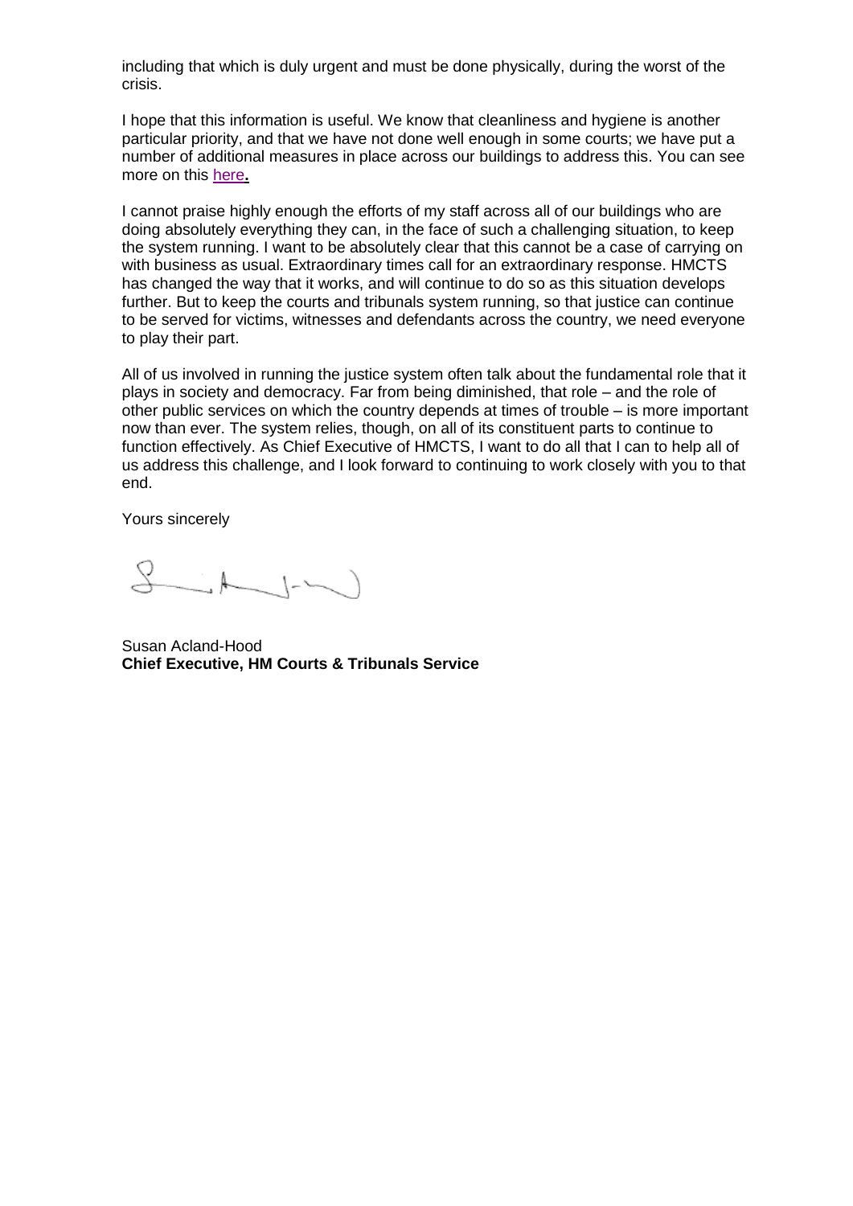including that which is duly urgent and must be done physically, during the worst of the crisis.

I hope that this information is useful. We know that cleanliness and hygiene is another particular priority, and that we have not done well enough in some courts; we have put a number of additional measures in place across our buildings to address this. You can see more on this here**.**

I cannot praise highly enough the efforts of my staff across all of our buildings who are doing absolutely everything they can, in the face of such a challenging situation, to keep the system running. I want to be absolutely clear that this cannot be a case of carrying on with business as usual. Extraordinary times call for an extraordinary response. HMCTS has changed the way that it works, and will continue to do so as this situation develops further. But to keep the courts and tribunals system running, so that justice can continue to be served for victims, witnesses and defendants across the country, we need everyone to play their part.

All of us involved in running the justice system often talk about the fundamental role that it plays in society and democracy. Far from being diminished, that role – and the role of other public services on which the country depends at times of trouble – is more important now than ever. The system relies, though, on all of its constituent parts to continue to function effectively. As Chief Executive of HMCTS, I want to do all that I can to help all of us address this challenge, and I look forward to continuing to work closely with you to that end.

Yours sincerely

Susan Acland-Hood
**Chief Executive, HM Courts & Tribunals Service**